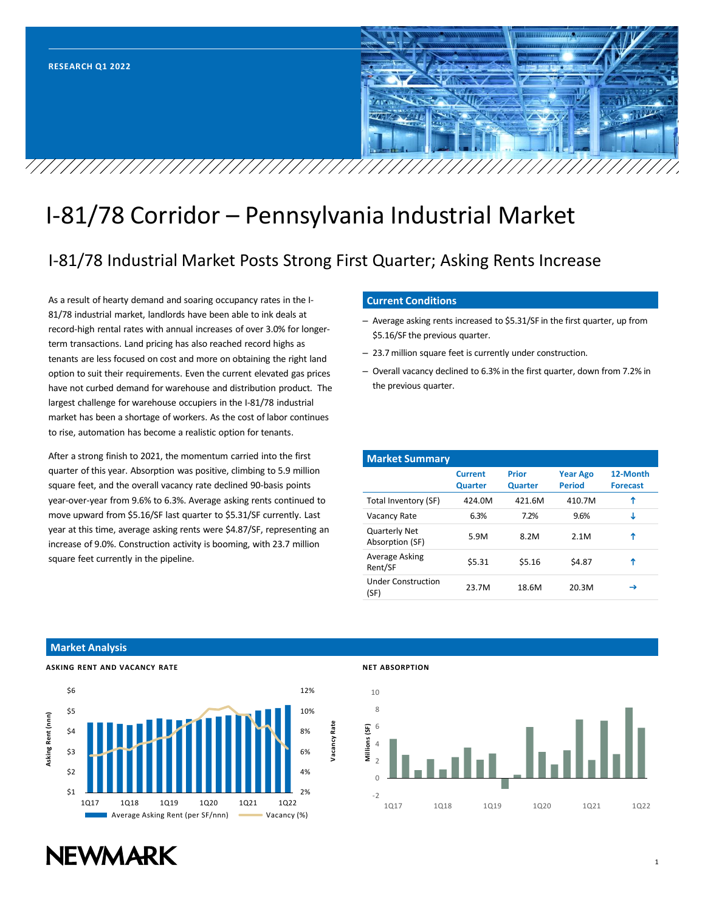RESEARCH Q1 2022

# I-81/78 Corridor – Pennsylvania Industrial Market

## I-81/78 Industrial Market Posts Strong First Quarter; Asking Rents Increase

As a result of hearty demand and soaring occupancy rates in the I-81/78 industrial market, landlords have been able to ink deals at record-high rental rates with annual increases of over 3.0% for longer-term transactions. Land pricing has also reached record highs as tenants are less focused on cost and more on obtaining the right land option to suit their requirements. Even the current elevated gas prices have not curbed demand for warehouse and distribution product. The largest challenge for warehouse occupiers in the I-81/78 industrial market has been a shortage of workers. As the cost of labor continues to rise, automation has become a realistic option for tenants.

After a strong finish to 2021, the momentum carried into the first quarter of this year. Absorption was positive, climbing to 5.9 million square feet, and the overall vacancy rate declined 90-basis points year-over-year from 9.6% to 6.3%. Average asking rents continued to move upward from $5.16/SF last quarter to $5.31/SF currently. Last year at this time, average asking rents were $4.87/SF, representing an increase of 9.0%. Construction activity is booming, with 23.7 million square feet currently in the pipeline.

### Current Conditions

- Average asking rents increased to $5.31/SF in the first quarter, up from $5.16/SF the previous quarter.
- 23.7 million square feet is currently under construction.
- Overall vacancy declined to 6.3% in the first quarter, down from 7.2% in the previous quarter.

### Market Summary

| | Current Quarter | Prior Quarter | Year Ago Period | 12-Month Forecast |
|---|---|---|---|---|
| Total Inventory (SF) | 424.0M | 421.6M | 410.7M | ↑ |
| Vacancy Rate | 6.3% | 7.2% | 9.6% | ↓ |
| Quarterly Net Absorption (SF) | 5.9M | 8.2M | 2.1M | ↑ |
| Average Asking Rent/SF | $5.31 | $5.16 | $4.87 | ↑ |
| Under Construction (SF) | 23.7M | 18.6M | 20.3M | → |

### Market Analysis

**ASKING RENT AND VACANCY RATE**

**NET ABSORPTION**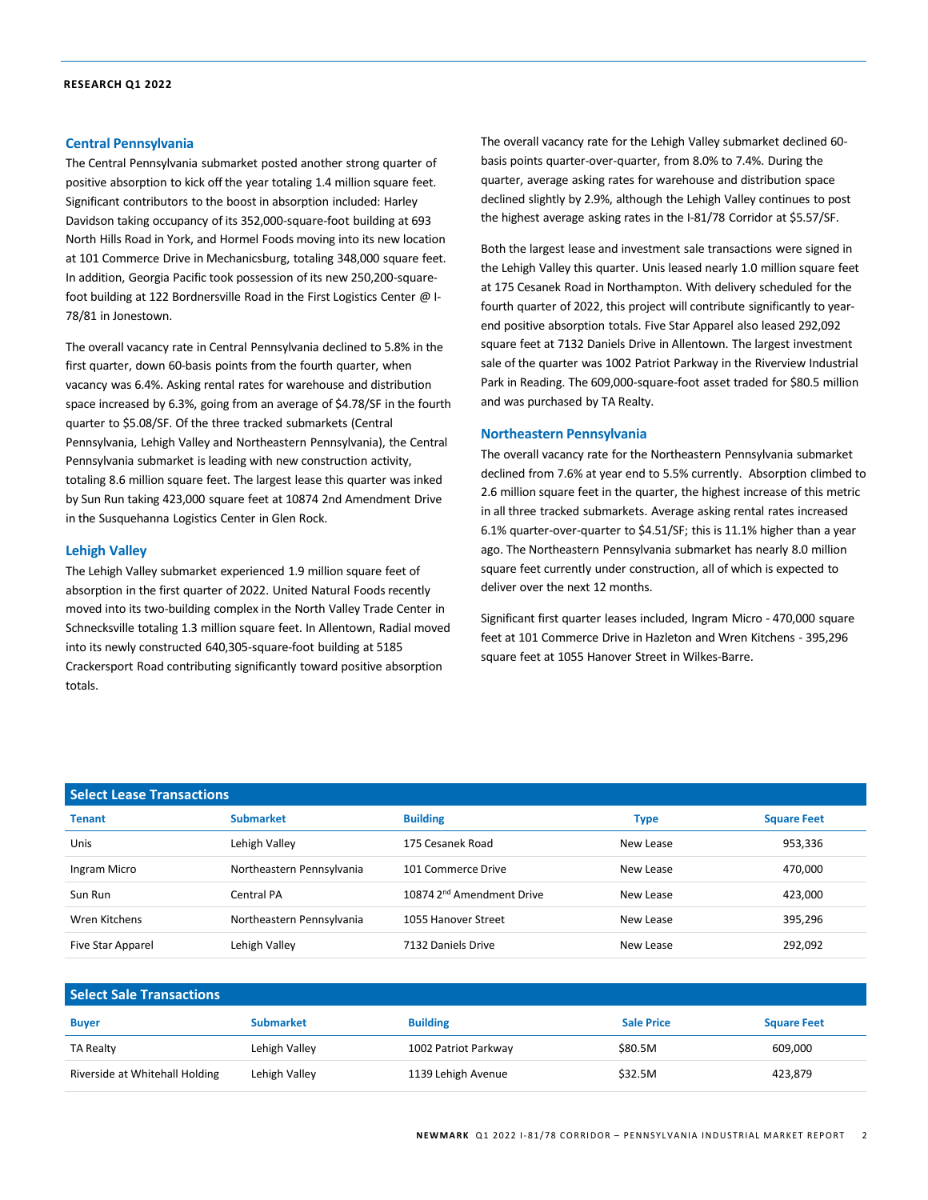## Central Pennsylvania

The Central Pennsylvania submarket posted another strong quarter of positive absorption to kick off the year totaling 1.4 million square feet. Significant contributors to the boost in absorption included: Harley Davidson taking occupancy of its 352,000-square-foot building at 693 North Hills Road in York, and Hormel Foods moving into its new location at 101 Commerce Drive in Mechanicsburg, totaling 348,000 square feet. In addition, Georgia Pacific took possession of its new 250,200-square-foot building at 122 Bordnersville Road in the First Logistics Center @ I-78/81 in Jonestown.

The overall vacancy rate in Central Pennsylvania declined to 5.8% in the first quarter, down 60-basis points from the fourth quarter, when vacancy was 6.4%. Asking rental rates for warehouse and distribution space increased by 6.3%, going from an average of $4.78/SF in the fourth quarter to $5.08/SF. Of the three tracked submarkets (Central Pennsylvania, Lehigh Valley and Northeastern Pennsylvania), the Central Pennsylvania submarket is leading with new construction activity, totaling 8.6 million square feet. The largest lease this quarter was inked by Sun Run taking 423,000 square feet at 10874 2nd Amendment Drive in the Susquehanna Logistics Center in Glen Rock.

## Lehigh Valley

The Lehigh Valley submarket experienced 1.9 million square feet of absorption in the first quarter of 2022. United Natural Foods recently moved into its two-building complex in the North Valley Trade Center in Schnecksville totaling 1.3 million square feet. In Allentown, Radial moved into its newly constructed 640,305-square-foot building at 5185 Crackersport Road contributing significantly toward positive absorption totals.

The overall vacancy rate for the Lehigh Valley submarket declined 60-basis points quarter-over-quarter, from 8.0% to 7.4%. During the quarter, average asking rates for warehouse and distribution space declined slightly by 2.9%, although the Lehigh Valley continues to post the highest average asking rates in the I-81/78 Corridor at $5.57/SF.

Both the largest lease and investment sale transactions were signed in the Lehigh Valley this quarter. Unis leased nearly 1.0 million square feet at 175 Cesanek Road in Northampton. With delivery scheduled for the fourth quarter of 2022, this project will contribute significantly to year-end positive absorption totals. Five Star Apparel also leased 292,092 square feet at 7132 Daniels Drive in Allentown. The largest investment sale of the quarter was 1002 Patriot Parkway in the Riverview Industrial Park in Reading. The 609,000-square-foot asset traded for $80.5 million and was purchased by TA Realty.

## Northeastern Pennsylvania

The overall vacancy rate for the Northeastern Pennsylvania submarket declined from 7.6% at year end to 5.5% currently. Absorption climbed to 2.6 million square feet in the quarter, the highest increase of this metric in all three tracked submarkets. Average asking rental rates increased 6.1% quarter-over-quarter to $4.51/SF; this is 11.1% higher than a year ago. The Northeastern Pennsylvania submarket has nearly 8.0 million square feet currently under construction, all of which is expected to deliver over the next 12 months.

Significant first quarter leases included, Ingram Micro - 470,000 square feet at 101 Commerce Drive in Hazleton and Wren Kitchens - 395,296 square feet at 1055 Hanover Street in Wilkes-Barre.

### Select Lease Transactions

| Tenant | Submarket | Building | Type | Square Feet |
|---|---|---|---|---|
| Unis | Lehigh Valley | 175 Cesanek Road | New Lease | 953,336 |
| Ingram Micro | Northeastern Pennsylvania | 101 Commerce Drive | New Lease | 470,000 |
| Sun Run | Central PA | 10874 2nd Amendment Drive | New Lease | 423,000 |
| Wren Kitchens | Northeastern Pennsylvania | 1055 Hanover Street | New Lease | 395,296 |
| Five Star Apparel | Lehigh Valley | 7132 Daniels Drive | New Lease | 292,092 |

### Select Sale Transactions

| Buyer | Submarket | Building | Sale Price | Square Feet |
|---|---|---|---|---|
| TA Realty | Lehigh Valley | 1002 Patriot Parkway | $80.5M | 609,000 |
| Riverside at Whitehall Holding | Lehigh Valley | 1139 Lehigh Avenue | $32.5M | 423,879 |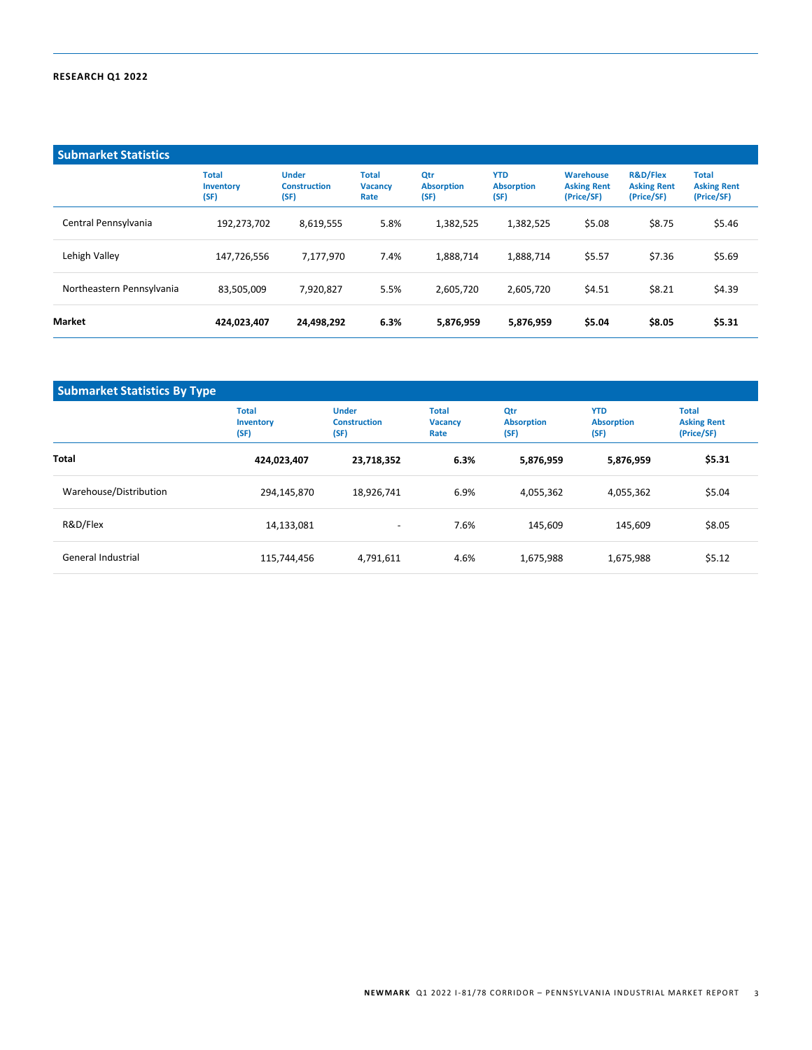RESEARCH Q1 2022

## Submarket Statistics

| | Total Inventory (SF) | Under Construction (SF) | Total Vacancy Rate | Qtr Absorption (SF) | YTD Absorption (SF) | Warehouse Asking Rent (Price/SF) | R&D/Flex Asking Rent (Price/SF) | Total Asking Rent (Price/SF) |
|---|---|---|---|---|---|---|---|---|
| Central Pennsylvania | 192,273,702 | 8,619,555 | 5.8% | 1,382,525 | 1,382,525 | $5.08 | $8.75 | $5.46 |
| Lehigh Valley | 147,726,556 | 7,177,970 | 7.4% | 1,888,714 | 1,888,714 | $5.57 | $7.36 | $5.69 |
| Northeastern Pennsylvania | 83,505,009 | 7,920,827 | 5.5% | 2,605,720 | 2,605,720 | $4.51 | $8.21 | $4.39 |
| **Market** | **424,023,407** | **24,498,292** | **6.3%** | **5,876,959** | **5,876,959** | **$5.04** | **$8.05** | **$5.31** |

## Submarket Statistics By Type

| | Total Inventory (SF) | Under Construction (SF) | Total Vacancy Rate | Qtr Absorption (SF) | YTD Absorption (SF) | Total Asking Rent (Price/SF) |
|---|---|---|---|---|---|---|
| **Total** | **424,023,407** | **23,718,352** | **6.3%** | **5,876,959** | **5,876,959** | **$5.31** |
| Warehouse/Distribution | 294,145,870 | 18,926,741 | 6.9% | 4,055,362 | 4,055,362 | $5.04 |
| R&D/Flex | 14,133,081 | - | 7.6% | 145,609 | 145,609 | $8.05 |
| General Industrial | 115,744,456 | 4,791,611 | 4.6% | 1,675,988 | 1,675,988 | $5.12 |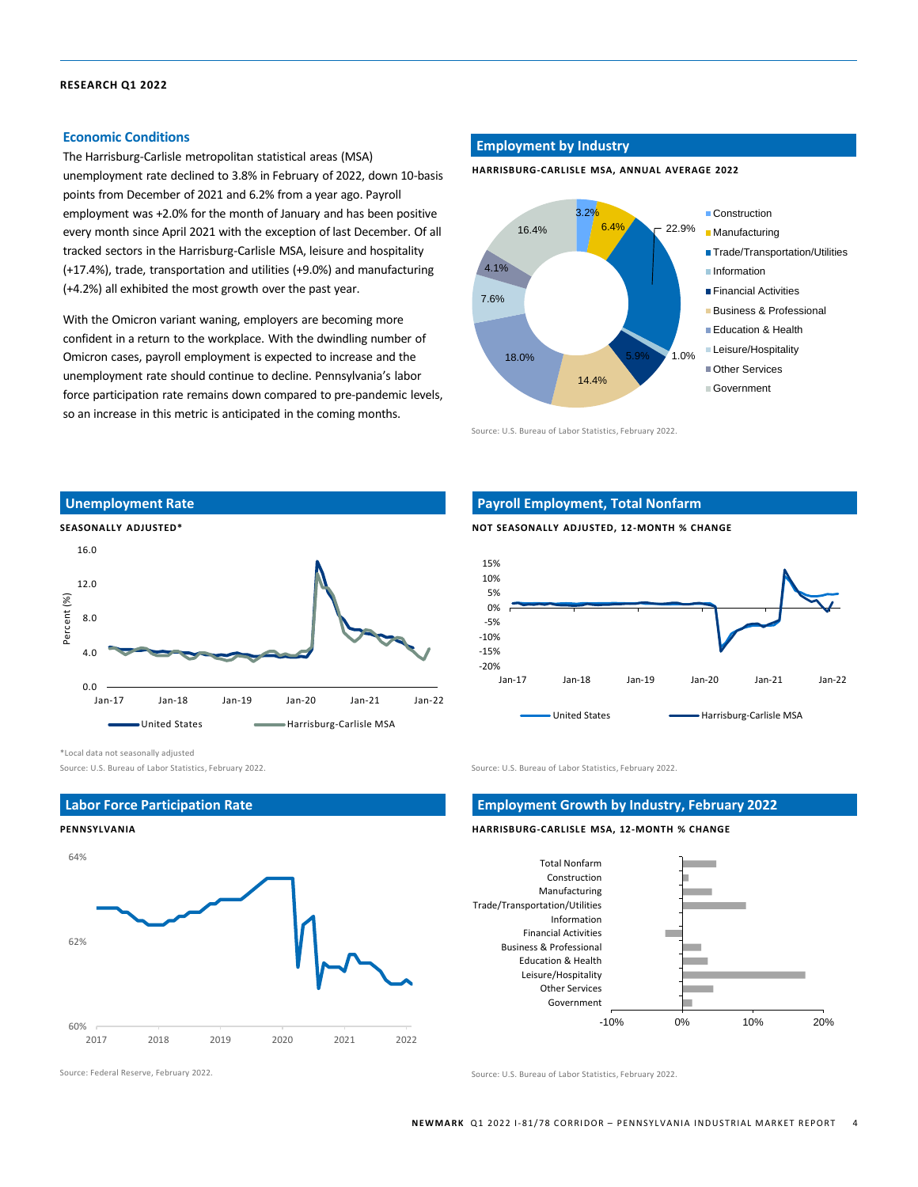## Economic Conditions

The Harrisburg-Carlisle metropolitan statistical areas (MSA) unemployment rate declined to 3.8% in February of 2022, down 10-basis points from December of 2021 and 6.2% from a year ago. Payroll employment was +2.0% for the month of January and has been positive every month since April 2021 with the exception of last December. Of all tracked sectors in the Harrisburg-Carlisle MSA, leisure and hospitality (+17.4%), trade, transportation and utilities (+9.0%) and manufacturing (+4.2%) all exhibited the most growth over the past year.

With the Omicron variant waning, employers are becoming more confident in a return to the workplace. With the dwindling number of Omicron cases, payroll employment is expected to increase and the unemployment rate should continue to decline. Pennsylvania's labor force participation rate remains down compared to pre-pandemic levels, so an increase in this metric is anticipated in the coming months.

### Employment by Industry

**HARRISBURG-CARLISLE MSA, ANNUAL AVERAGE 2022**

| Industry | Share |
|---|---|
| Construction | 3.2% |
| Manufacturing | 6.4% |
| Trade/Transportation/Utilities | 22.9% |
| Information | 1.0% |
| Financial Activities | 5.9% |
| Business & Professional | 14.4% |
| Education & Health | 18.0% |
| Leisure/Hospitality | 7.6% |
| Other Services | 4.1% |
| Government | 16.4% |

Source: U.S. Bureau of Labor Statistics, February 2022.

### Unemployment Rate

**SEASONALLY ADJUSTED***

United States; Harrisburg-Carlisle MSA

*Local data not seasonally adjusted

Source: U.S. Bureau of Labor Statistics, February 2022.

### Payroll Employment, Total Nonfarm

**NOT SEASONALLY ADJUSTED, 12-MONTH % CHANGE**

United States; Harrisburg-Carlisle MSA

Source: U.S. Bureau of Labor Statistics, February 2022.

### Labor Force Participation Rate

**PENNSYLVANIA**

Source: Federal Reserve, February 2022.

### Employment Growth by Industry, February 2022

**HARRISBURG-CARLISLE MSA, 12-MONTH % CHANGE**

Total Nonfarm; Construction; Manufacturing; Trade/Transportation/Utilities; Information; Financial Activities; Business & Professional; Education & Health; Leisure/Hospitality; Other Services; Government

Source: U.S. Bureau of Labor Statistics, February 2022.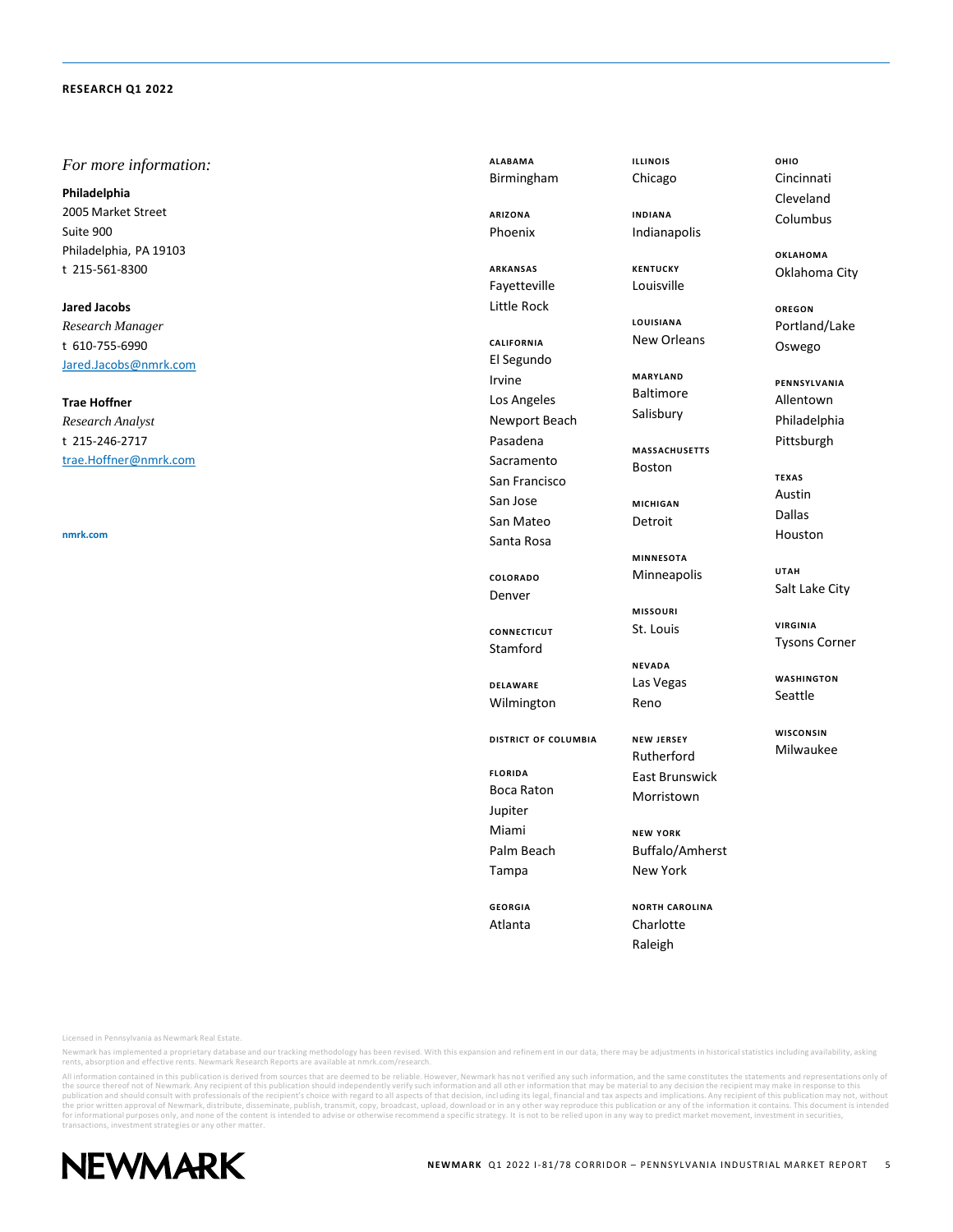RESEARCH Q1 2022

*For more information:*

**Philadelphia**
2005 Market Street
Suite 900
Philadelphia, PA 19103
t 215-561-8300

**Jared Jacobs**
*Research Manager*
t 610-755-6990
Jared.Jacobs@nmrk.com

**Trae Hoffner**
*Research Analyst*
t 215-246-2717
trae.Hoffner@nmrk.com

**nmrk.com**

**ALABAMA**
Birmingham

**ARIZONA**
Phoenix

**ARKANSAS**
Fayetteville
Little Rock

**CALIFORNIA**
El Segundo
Irvine
Los Angeles
Newport Beach
Pasadena
Sacramento
San Francisco
San Jose
San Mateo
Santa Rosa

**COLORADO**
Denver

**CONNECTICUT**
Stamford

**DELAWARE**
Wilmington

**DISTRICT OF COLUMBIA**

**FLORIDA**
Boca Raton
Jupiter
Miami
Palm Beach
Tampa

**GEORGIA**
Atlanta

**ILLINOIS**
Chicago

**INDIANA**
Indianapolis

**KENTUCKY**
Louisville

**LOUISIANA**
New Orleans

**MARYLAND**
Baltimore
Salisbury

**MASSACHUSETTS**
Boston

**MICHIGAN**
Detroit

**MINNESOTA**
Minneapolis

**MISSOURI**
St. Louis

**NEVADA**
Las Vegas
Reno

**NEW JERSEY**
Rutherford
East Brunswick
Morristown

**NEW YORK**
Buffalo/Amherst
New York

**NORTH CAROLINA**
Charlotte
Raleigh

**OHIO**
Cincinnati
Cleveland
Columbus

**OKLAHOMA**
Oklahoma City

**OREGON**
Portland/Lake Oswego

**PENNSYLVANIA**
Allentown
Philadelphia
Pittsburgh

**TEXAS**
Austin
Dallas
Houston

**UTAH**
Salt Lake City

**VIRGINIA**
Tysons Corner

**WASHINGTON**
Seattle

**WISCONSIN**
Milwaukee

Licensed in Pennsylvania as Newmark Real Estate.

Newmark has implemented a proprietary database and our tracking methodology has been revised. With this expansion and refinement in our data, there may be adjustments in historical statistics including availability, asking rents, absorption and effective rents. Newmark Research Reports are available at nmrk.com/research.

All information contained in this publication is derived from sources that are deemed to be reliable. However, Newmark has not verified any such information, and the same constitutes the statements and representations only of the source thereof not of Newmark. Any recipient of this publication should independently verify such information and all other information that may be material to any decision the recipient may make in response to this publication and should consult with professionals of the recipient's choice with regard to all aspects of that decision, including its legal, financial and tax aspects and implications. Any recipient of this publication may not, without the prior written approval of Newmark, distribute, disseminate, publish, transmit, copy, broadcast, upload, download or in any other way reproduce this publication or any of the information it contains. This document is intended for informational purposes only, and none of the content is intended to advise or otherwise recommend a specific strategy. It is not to be relied upon in any way to predict market movement, investment in securities, transactions, investment strategies or any other matter.

NEWMARK